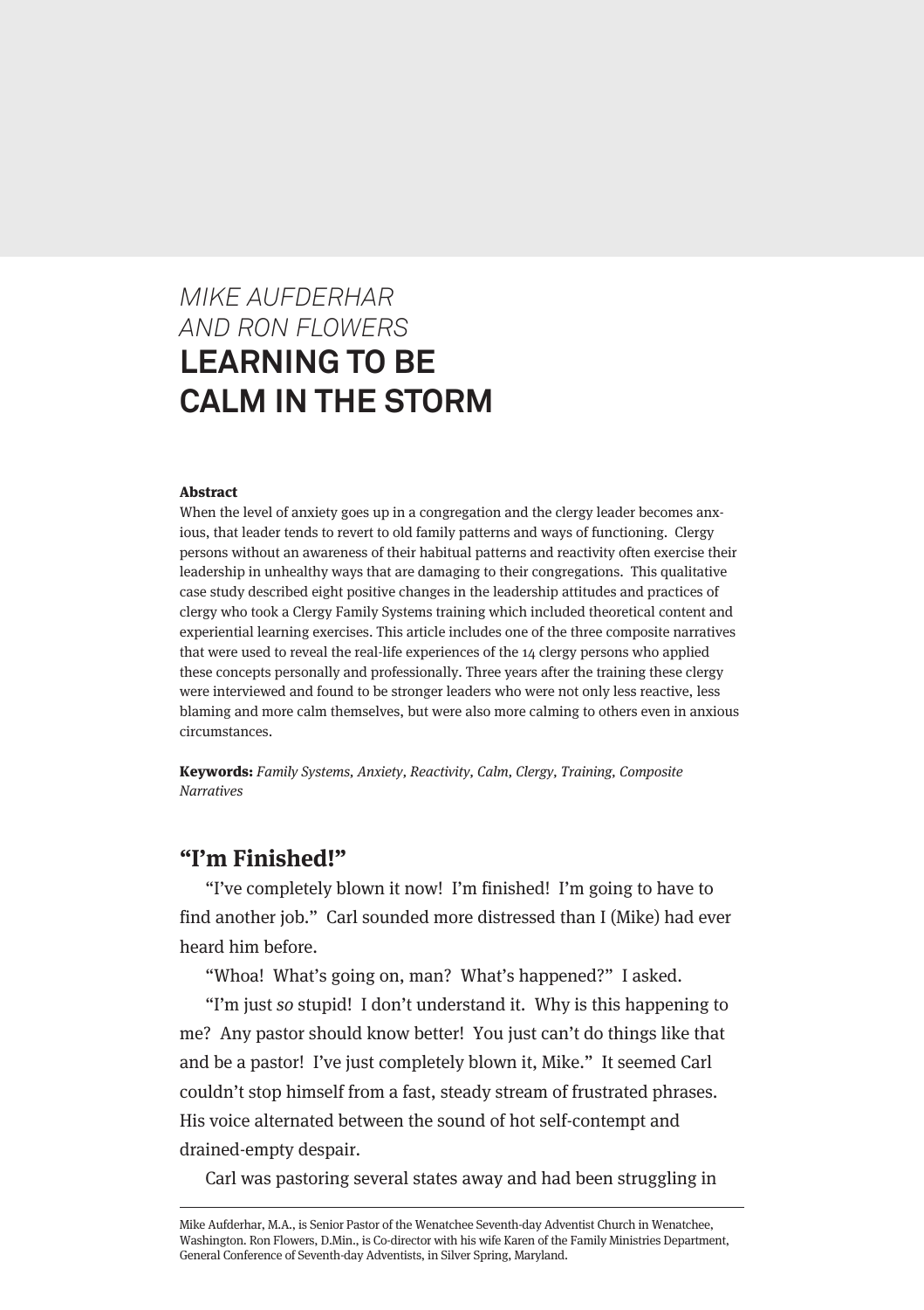*MIKE AUFDERHAR AND RON FLOWERS*

# LEARNING TO BE CALM IN THE STORM

**Abstract**

When the level of anxiety goes up in a congregation and the clergy leader becomes anxious, that leader tends to revert to old family patterns and ways of functioning. Clergy persons without an awareness of their habitual patterns and reactivity often exercise their leadership in unhealthy ways that are damaging to their congregations. This qualitative case study described eight positive changes in the leadership attitudes and practices of clergy who took a Clergy Family Systems training which included theoretical content and experiential learning exercises. This article includes one of the three composite narratives that were used to reveal the real-life experiences of the 14 clergy persons who applied these concepts personally and professionally. Three years after the training these clergy were interviewed and found to be stronger leaders who were not only less reactive, less blaming and more calm themselves, but were also more calming to others even in anxious circumstances.

**Keywords:** *Family Systems, Anxiety, Reactivity, Calm, Clergy, Training, Composite Narratives*

## "I'm Finished!"

"I've completely blown it now! I'm finished! I'm going to have to find another job." Carl sounded more distressed than I (Mike) had ever heard him before.

"Whoa! What's going on, man? What's happened?" I asked.

"I'm just *so* stupid! I don't understand it. Why is this happening to me? Any pastor should know better! You just can't do things like that and be a pastor! I've just completely blown it, Mike." It seemed Carl couldn't stop himself from a fast, steady stream of frustrated phrases. His voice alternated between the sound of hot self-contempt and drained-empty despair.

Carl was pastoring several states away and had been struggling in

---

Mike Aufderhar, M.A., is Senior Pastor of the Wenatchee Seventh-day Adventist Church in Wenatchee, Washington. Ron Flowers, D.Min., is Co-director with his wife Karen of the Family Ministries Department, General Conference of Seventh-day Adventists, in Silver Spring, Maryland.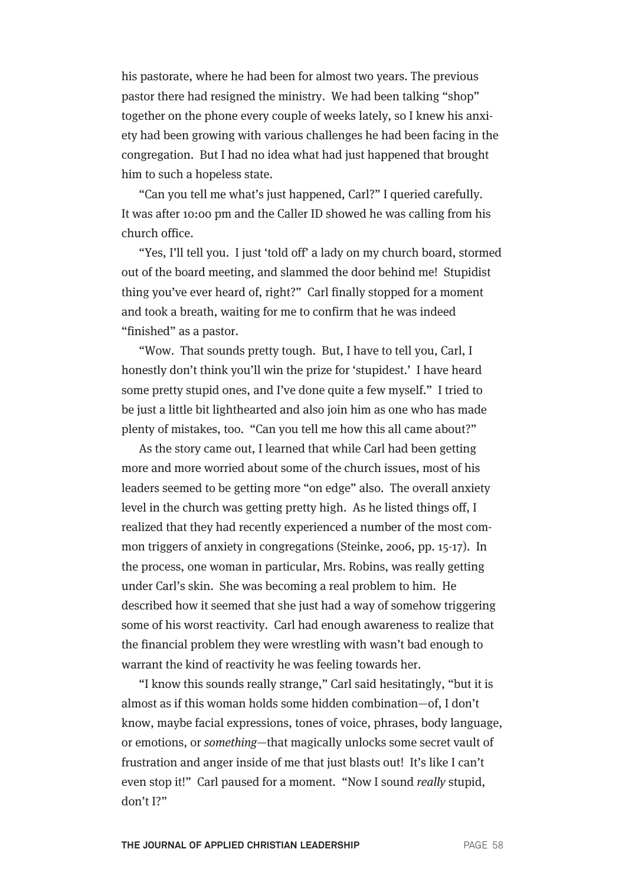his pastorate, where he had been for almost two years. The previous pastor there had resigned the ministry. We had been talking "shop" together on the phone every couple of weeks lately, so I knew his anxiety had been growing with various challenges he had been facing in the congregation. But I had no idea what had just happened that brought him to such a hopeless state.

"Can you tell me what's just happened, Carl?" I queried carefully. It was after 10:00 pm and the Caller ID showed he was calling from his church office.

"Yes, I'll tell you. I just 'told off' a lady on my church board, stormed out of the board meeting, and slammed the door behind me! Stupidist thing you've ever heard of, right?" Carl finally stopped for a moment and took a breath, waiting for me to confirm that he was indeed "finished" as a pastor.

"Wow. That sounds pretty tough. But, I have to tell you, Carl, I honestly don't think you'll win the prize for 'stupidest.' I have heard some pretty stupid ones, and I've done quite a few myself." I tried to be just a little bit lighthearted and also join him as one who has made plenty of mistakes, too. "Can you tell me how this all came about?"

As the story came out, I learned that while Carl had been getting more and more worried about some of the church issues, most of his leaders seemed to be getting more "on edge" also. The overall anxiety level in the church was getting pretty high. As he listed things off, I realized that they had recently experienced a number of the most common triggers of anxiety in congregations (Steinke, 2006, pp. 15-17). In the process, one woman in particular, Mrs. Robins, was really getting under Carl's skin. She was becoming a real problem to him. He described how it seemed that she just had a way of somehow triggering some of his worst reactivity. Carl had enough awareness to realize that the financial problem they were wrestling with wasn't bad enough to warrant the kind of reactivity he was feeling towards her.

"I know this sounds really strange," Carl said hesitatingly, "but it is almost as if this woman holds some hidden combination—of, I don't know, maybe facial expressions, tones of voice, phrases, body language, or emotions, or *something*—that magically unlocks some secret vault of frustration and anger inside of me that just blasts out! It's like I can't even stop it!" Carl paused for a moment. "Now I sound *really* stupid, don't I?"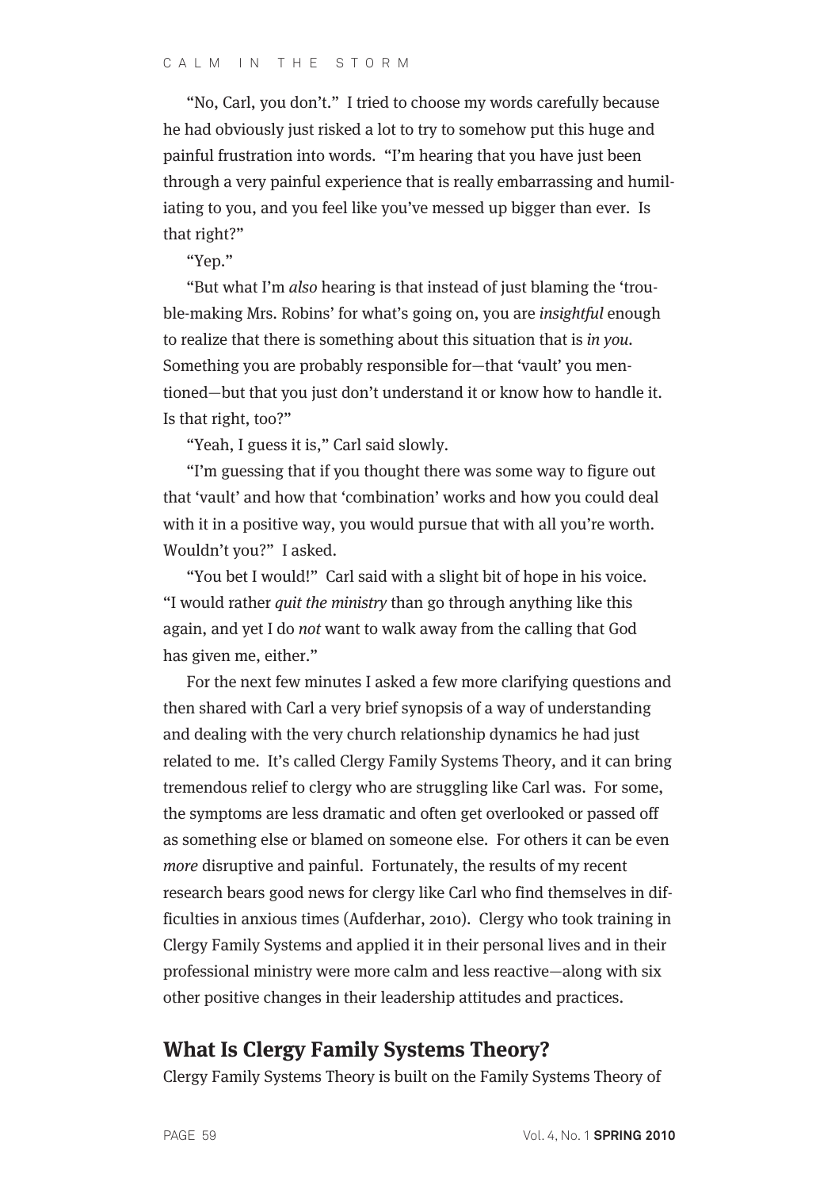"No, Carl, you don't." I tried to choose my words carefully because he had obviously just risked a lot to try to somehow put this huge and painful frustration into words. "I'm hearing that you have just been through a very painful experience that is really embarrassing and humiliating to you, and you feel like you've messed up bigger than ever. Is that right?"

"Yep."

"But what I'm *also* hearing is that instead of just blaming the 'trouble-making Mrs. Robins' for what's going on, you are *insightful* enough to realize that there is something about this situation that is *in you*. Something you are probably responsible for—that 'vault' you mentioned—but that you just don't understand it or know how to handle it. Is that right, too?"

"Yeah, I guess it is," Carl said slowly.

"I'm guessing that if you thought there was some way to figure out that 'vault' and how that 'combination' works and how you could deal with it in a positive way, you would pursue that with all you're worth. Wouldn't you?" I asked.

"You bet I would!" Carl said with a slight bit of hope in his voice. "I would rather *quit the ministry* than go through anything like this again, and yet I do *not* want to walk away from the calling that God has given me, either."

For the next few minutes I asked a few more clarifying questions and then shared with Carl a very brief synopsis of a way of understanding and dealing with the very church relationship dynamics he had just related to me. It's called Clergy Family Systems Theory, and it can bring tremendous relief to clergy who are struggling like Carl was. For some, the symptoms are less dramatic and often get overlooked or passed off as something else or blamed on someone else. For others it can be even *more* disruptive and painful. Fortunately, the results of my recent research bears good news for clergy like Carl who find themselves in difficulties in anxious times (Aufderhar, 2010). Clergy who took training in Clergy Family Systems and applied it in their personal lives and in their professional ministry were more calm and less reactive—along with six other positive changes in their leadership attitudes and practices.

## What Is Clergy Family Systems Theory?

Clergy Family Systems Theory is built on the Family Systems Theory of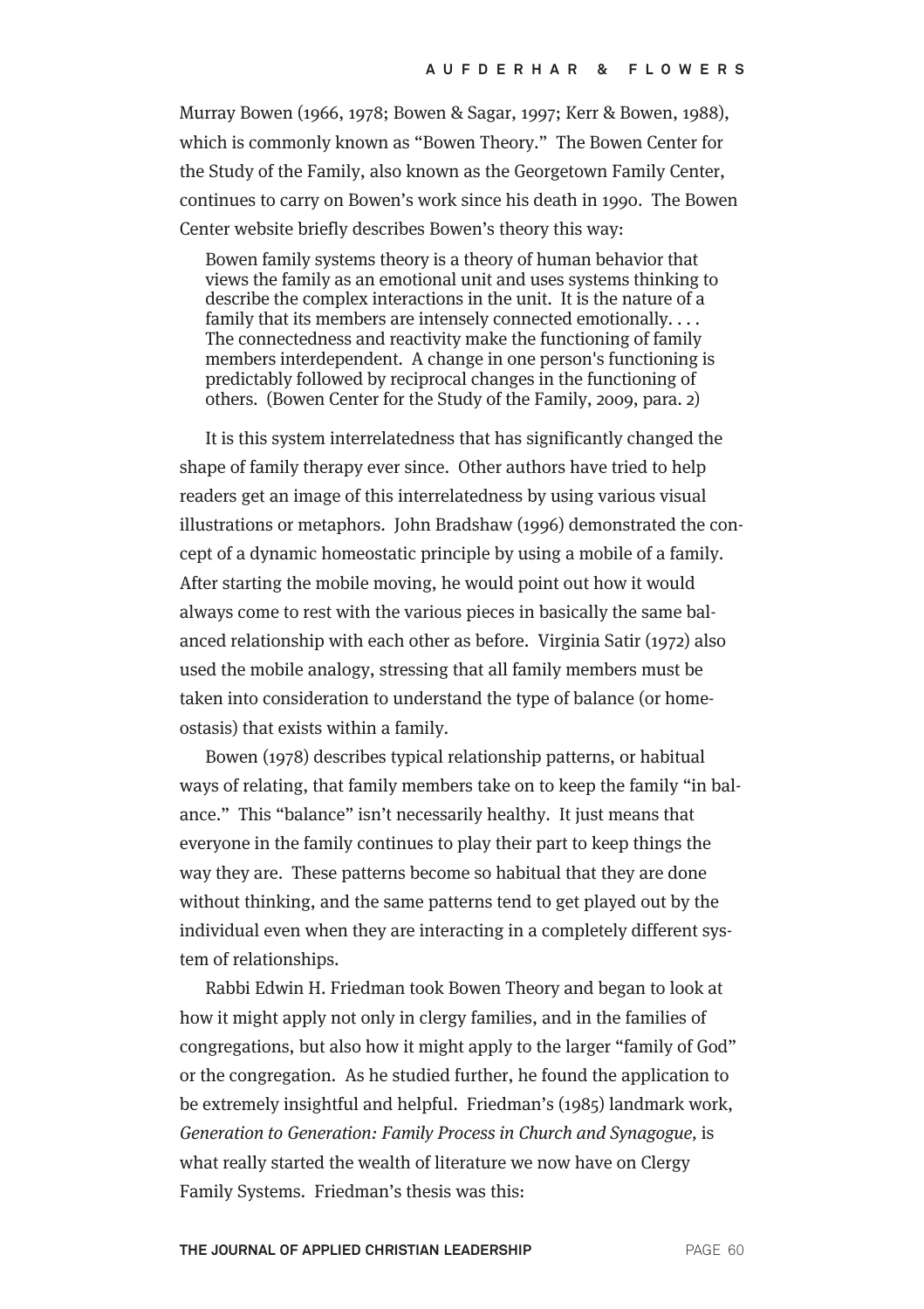Murray Bowen (1966, 1978; Bowen & Sagar, 1997; Kerr & Bowen, 1988), which is commonly known as "Bowen Theory." The Bowen Center for the Study of the Family, also known as the Georgetown Family Center, continues to carry on Bowen's work since his death in 1990. The Bowen Center website briefly describes Bowen's theory this way:

> Bowen family systems theory is a theory of human behavior that views the family as an emotional unit and uses systems thinking to describe the complex interactions in the unit. It is the nature of a family that its members are intensely connected emotionally. . . . The connectedness and reactivity make the functioning of family members interdependent. A change in one person's functioning is predictably followed by reciprocal changes in the functioning of others. (Bowen Center for the Study of the Family, 2009, para. 2)

It is this system interrelatedness that has significantly changed the shape of family therapy ever since. Other authors have tried to help readers get an image of this interrelatedness by using various visual illustrations or metaphors. John Bradshaw (1996) demonstrated the concept of a dynamic homeostatic principle by using a mobile of a family. After starting the mobile moving, he would point out how it would always come to rest with the various pieces in basically the same balanced relationship with each other as before. Virginia Satir (1972) also used the mobile analogy, stressing that all family members must be taken into consideration to understand the type of balance (or homeostasis) that exists within a family.

Bowen (1978) describes typical relationship patterns, or habitual ways of relating, that family members take on to keep the family "in balance." This "balance" isn't necessarily healthy. It just means that everyone in the family continues to play their part to keep things the way they are. These patterns become so habitual that they are done without thinking, and the same patterns tend to get played out by the individual even when they are interacting in a completely different system of relationships.

Rabbi Edwin H. Friedman took Bowen Theory and began to look at how it might apply not only in clergy families, and in the families of congregations, but also how it might apply to the larger "family of God" or the congregation. As he studied further, he found the application to be extremely insightful and helpful. Friedman's (1985) landmark work, *Generation to Generation: Family Process in Church and Synagogue,* is what really started the wealth of literature we now have on Clergy Family Systems. Friedman's thesis was this: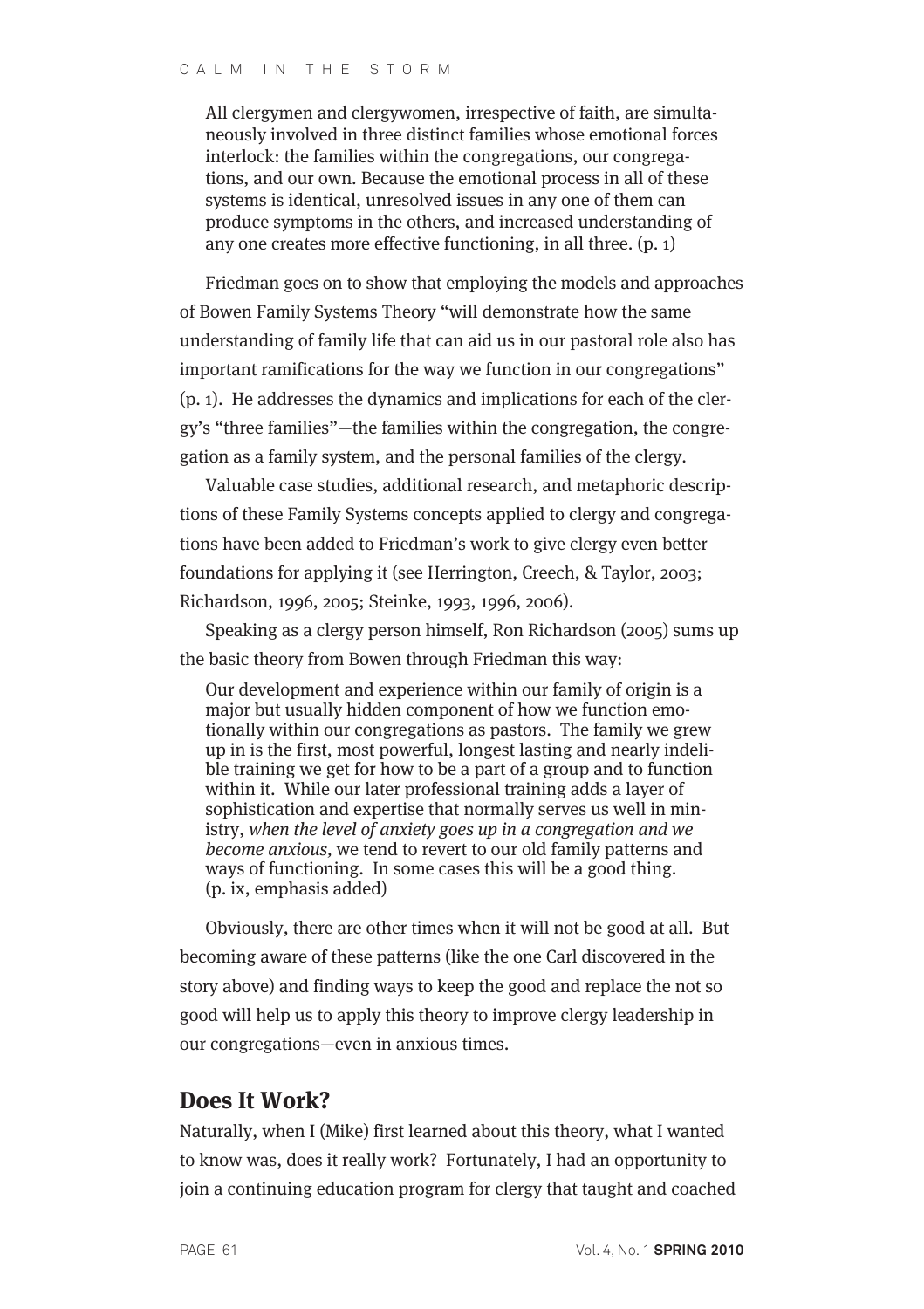> All clergymen and clergywomen, irrespective of faith, are simultaneously involved in three distinct families whose emotional forces interlock: the families within the congregations, our congregations, and our own. Because the emotional process in all of these systems is identical, unresolved issues in any one of them can produce symptoms in the others, and increased understanding of any one creates more effective functioning, in all three. (p. 1)

Friedman goes on to show that employing the models and approaches of Bowen Family Systems Theory "will demonstrate how the same understanding of family life that can aid us in our pastoral role also has important ramifications for the way we function in our congregations" (p. 1). He addresses the dynamics and implications for each of the clergy's "three families"—the families within the congregation, the congregation as a family system, and the personal families of the clergy.

Valuable case studies, additional research, and metaphoric descriptions of these Family Systems concepts applied to clergy and congregations have been added to Friedman's work to give clergy even better foundations for applying it (see Herrington, Creech, & Taylor, 2003; Richardson, 1996, 2005; Steinke, 1993, 1996, 2006).

Speaking as a clergy person himself, Ron Richardson (2005) sums up the basic theory from Bowen through Friedman this way:

> Our development and experience within our family of origin is a major but usually hidden component of how we function emotionally within our congregations as pastors. The family we grew up in is the first, most powerful, longest lasting and nearly indelible training we get for how to be a part of a group and to function within it. While our later professional training adds a layer of sophistication and expertise that normally serves us well in ministry, *when the level of anxiety goes up in a congregation and we become anxious*, we tend to revert to our old family patterns and ways of functioning. In some cases this will be a good thing. (p. ix, emphasis added)

Obviously, there are other times when it will not be good at all. But becoming aware of these patterns (like the one Carl discovered in the story above) and finding ways to keep the good and replace the not so good will help us to apply this theory to improve clergy leadership in our congregations—even in anxious times.

## Does It Work?

Naturally, when I (Mike) first learned about this theory, what I wanted to know was, does it really work? Fortunately, I had an opportunity to join a continuing education program for clergy that taught and coached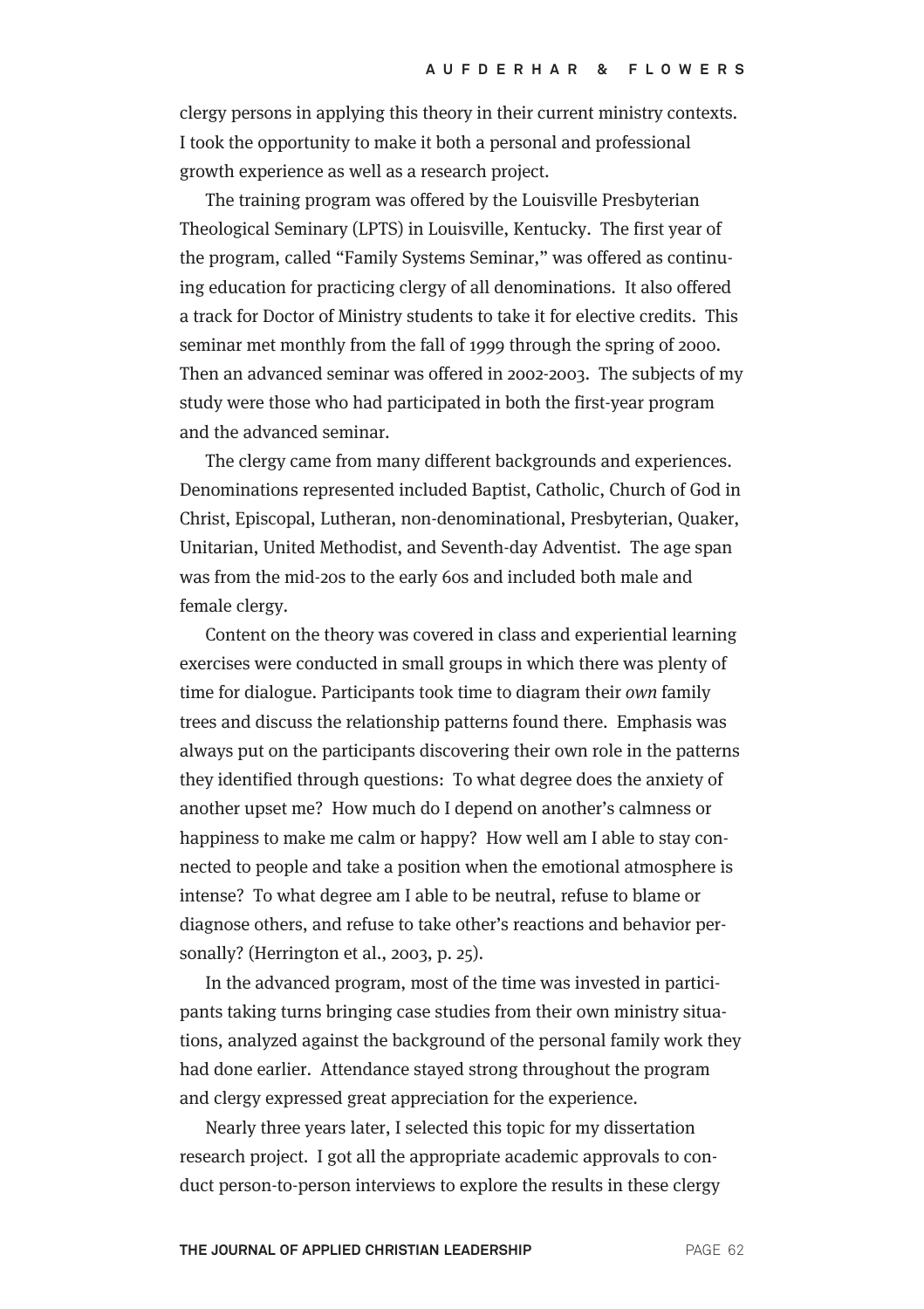clergy persons in applying this theory in their current ministry contexts. I took the opportunity to make it both a personal and professional growth experience as well as a research project.

The training program was offered by the Louisville Presbyterian Theological Seminary (LPTS) in Louisville, Kentucky. The first year of the program, called "Family Systems Seminar," was offered as continuing education for practicing clergy of all denominations. It also offered a track for Doctor of Ministry students to take it for elective credits. This seminar met monthly from the fall of 1999 through the spring of 2000. Then an advanced seminar was offered in 2002-2003. The subjects of my study were those who had participated in both the first-year program and the advanced seminar.

The clergy came from many different backgrounds and experiences. Denominations represented included Baptist, Catholic, Church of God in Christ, Episcopal, Lutheran, non-denominational, Presbyterian, Quaker, Unitarian, United Methodist, and Seventh-day Adventist. The age span was from the mid-20s to the early 60s and included both male and female clergy.

Content on the theory was covered in class and experiential learning exercises were conducted in small groups in which there was plenty of time for dialogue. Participants took time to diagram their *own* family trees and discuss the relationship patterns found there. Emphasis was always put on the participants discovering their own role in the patterns they identified through questions: To what degree does the anxiety of another upset me? How much do I depend on another's calmness or happiness to make me calm or happy? How well am I able to stay connected to people and take a position when the emotional atmosphere is intense? To what degree am I able to be neutral, refuse to blame or diagnose others, and refuse to take other's reactions and behavior personally? (Herrington et al., 2003, p. 25).

In the advanced program, most of the time was invested in participants taking turns bringing case studies from their own ministry situations, analyzed against the background of the personal family work they had done earlier. Attendance stayed strong throughout the program and clergy expressed great appreciation for the experience.

Nearly three years later, I selected this topic for my dissertation research project. I got all the appropriate academic approvals to conduct person-to-person interviews to explore the results in these clergy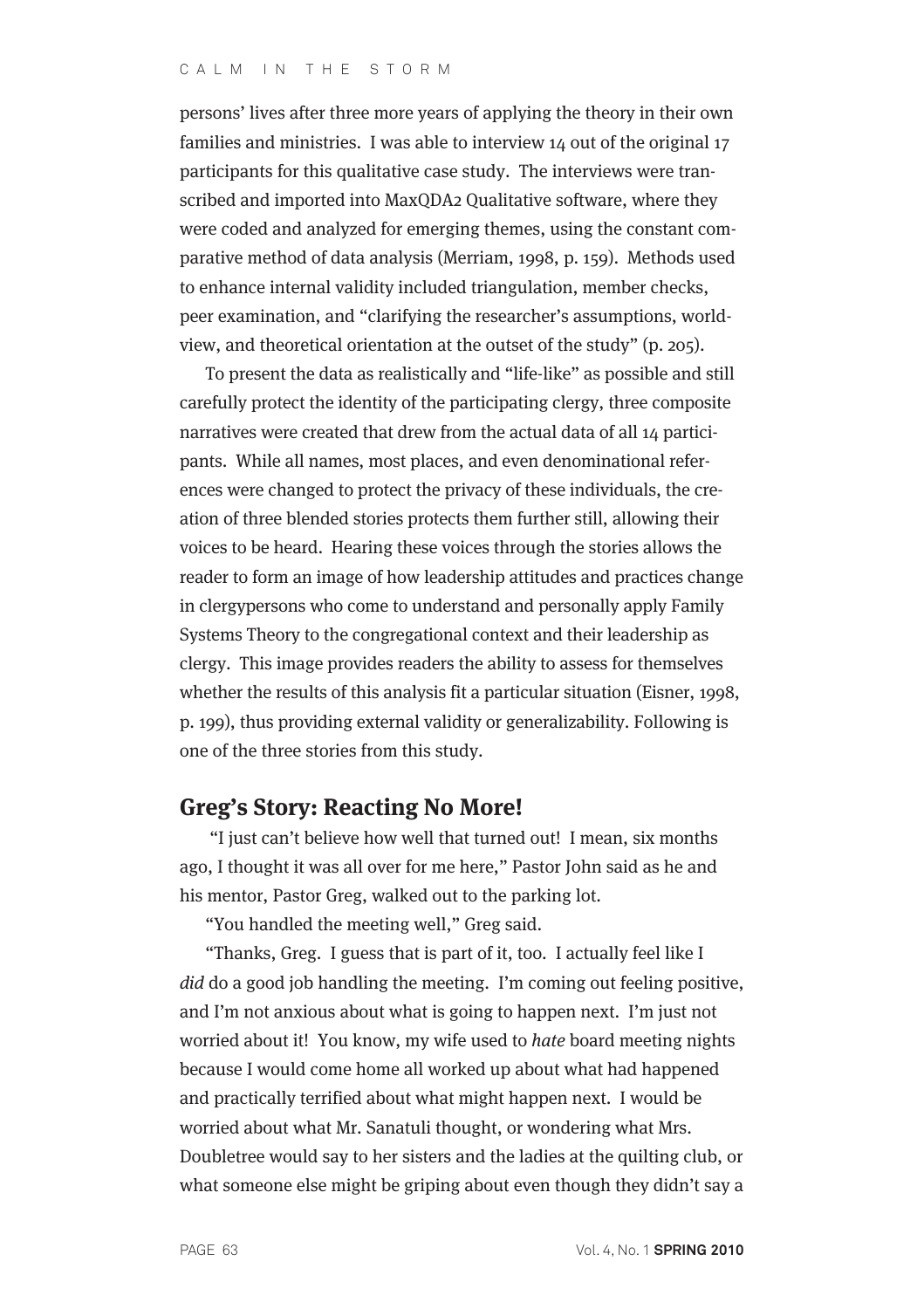persons' lives after three more years of applying the theory in their own families and ministries. I was able to interview 14 out of the original 17 participants for this qualitative case study. The interviews were transcribed and imported into MaxQDA2 Qualitative software, where they were coded and analyzed for emerging themes, using the constant comparative method of data analysis (Merriam, 1998, p. 159). Methods used to enhance internal validity included triangulation, member checks, peer examination, and "clarifying the researcher's assumptions, worldview, and theoretical orientation at the outset of the study" (p. 205).

To present the data as realistically and "life-like" as possible and still carefully protect the identity of the participating clergy, three composite narratives were created that drew from the actual data of all 14 participants. While all names, most places, and even denominational references were changed to protect the privacy of these individuals, the creation of three blended stories protects them further still, allowing their voices to be heard. Hearing these voices through the stories allows the reader to form an image of how leadership attitudes and practices change in clergypersons who come to understand and personally apply Family Systems Theory to the congregational context and their leadership as clergy. This image provides readers the ability to assess for themselves whether the results of this analysis fit a particular situation (Eisner, 1998, p. 199), thus providing external validity or generalizability. Following is one of the three stories from this study.

## Greg's Story: Reacting No More!

"I just can't believe how well that turned out! I mean, six months ago, I thought it was all over for me here," Pastor John said as he and his mentor, Pastor Greg, walked out to the parking lot.

"You handled the meeting well," Greg said.

"Thanks, Greg. I guess that is part of it, too. I actually feel like I *did* do a good job handling the meeting. I'm coming out feeling positive, and I'm not anxious about what is going to happen next. I'm just not worried about it! You know, my wife used to *hate* board meeting nights because I would come home all worked up about what had happened and practically terrified about what might happen next. I would be worried about what Mr. Sanatuli thought, or wondering what Mrs. Doubletree would say to her sisters and the ladies at the quilting club, or what someone else might be griping about even though they didn't say a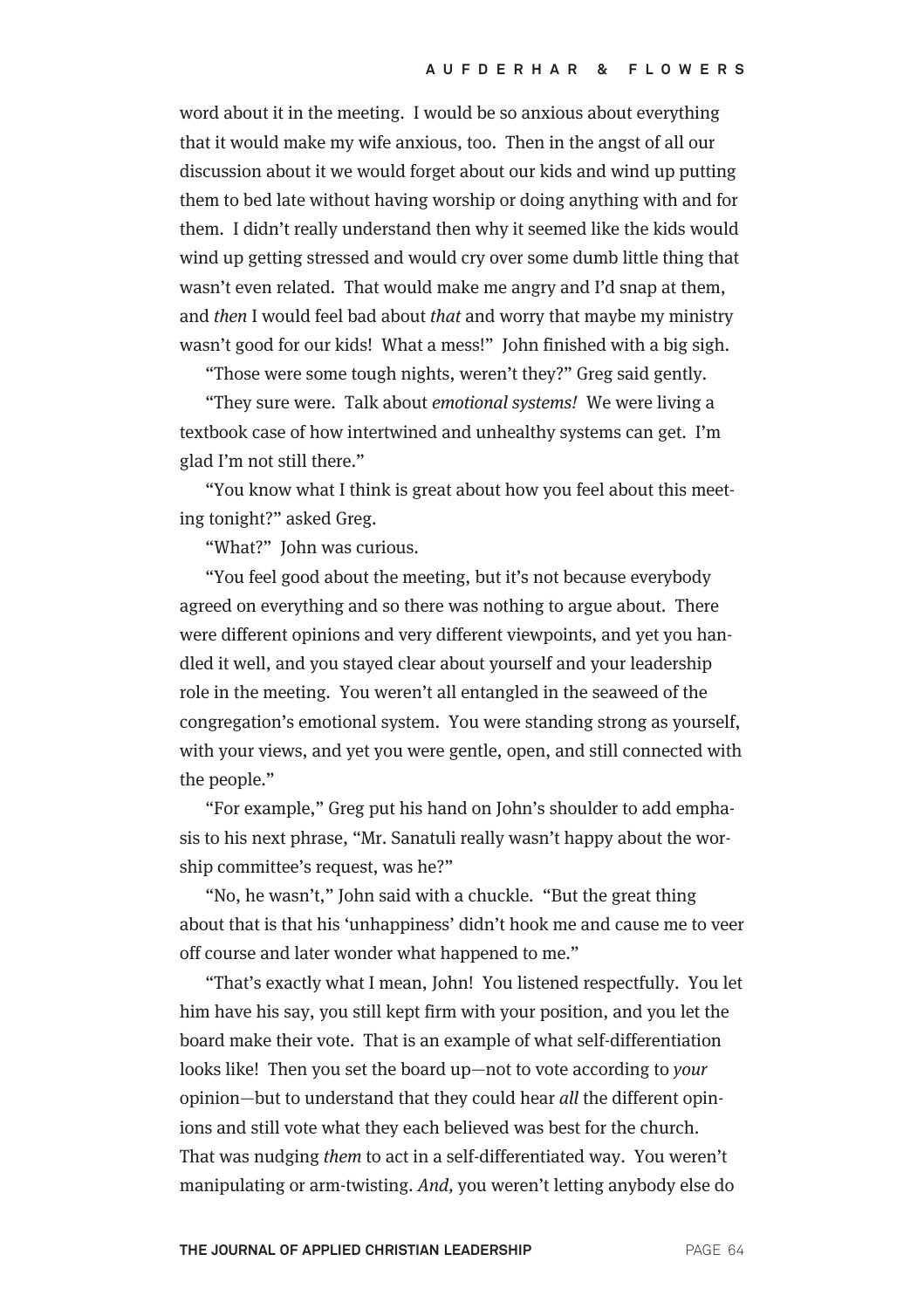word about it in the meeting. I would be so anxious about everything that it would make my wife anxious, too. Then in the angst of all our discussion about it we would forget about our kids and wind up putting them to bed late without having worship or doing anything with and for them. I didn't really understand then why it seemed like the kids would wind up getting stressed and would cry over some dumb little thing that wasn't even related. That would make me angry and I'd snap at them, and *then* I would feel bad about *that* and worry that maybe my ministry wasn't good for our kids! What a mess!" John finished with a big sigh.

"Those were some tough nights, weren't they?" Greg said gently.

"They sure were. Talk about *emotional systems!* We were living a textbook case of how intertwined and unhealthy systems can get. I'm glad I'm not still there."

"You know what I think is great about how you feel about this meeting tonight?" asked Greg.

"What?" John was curious.

"You feel good about the meeting, but it's not because everybody agreed on everything and so there was nothing to argue about. There were different opinions and very different viewpoints, and yet you handled it well, and you stayed clear about yourself and your leadership role in the meeting. You weren't all entangled in the seaweed of the congregation's emotional system. You were standing strong as yourself, with your views, and yet you were gentle, open, and still connected with the people."

"For example," Greg put his hand on John's shoulder to add emphasis to his next phrase, "Mr. Sanatuli really wasn't happy about the worship committee's request, was he?"

"No, he wasn't," John said with a chuckle. "But the great thing about that is that his 'unhappiness' didn't hook me and cause me to veer off course and later wonder what happened to me."

"That's exactly what I mean, John! You listened respectfully. You let him have his say, you still kept firm with your position, and you let the board make their vote. That is an example of what self-differentiation looks like! Then you set the board up—not to vote according to *your* opinion—but to understand that they could hear *all* the different opinions and still vote what they each believed was best for the church. That was nudging *them* to act in a self-differentiated way. You weren't manipulating or arm-twisting. *And,* you weren't letting anybody else do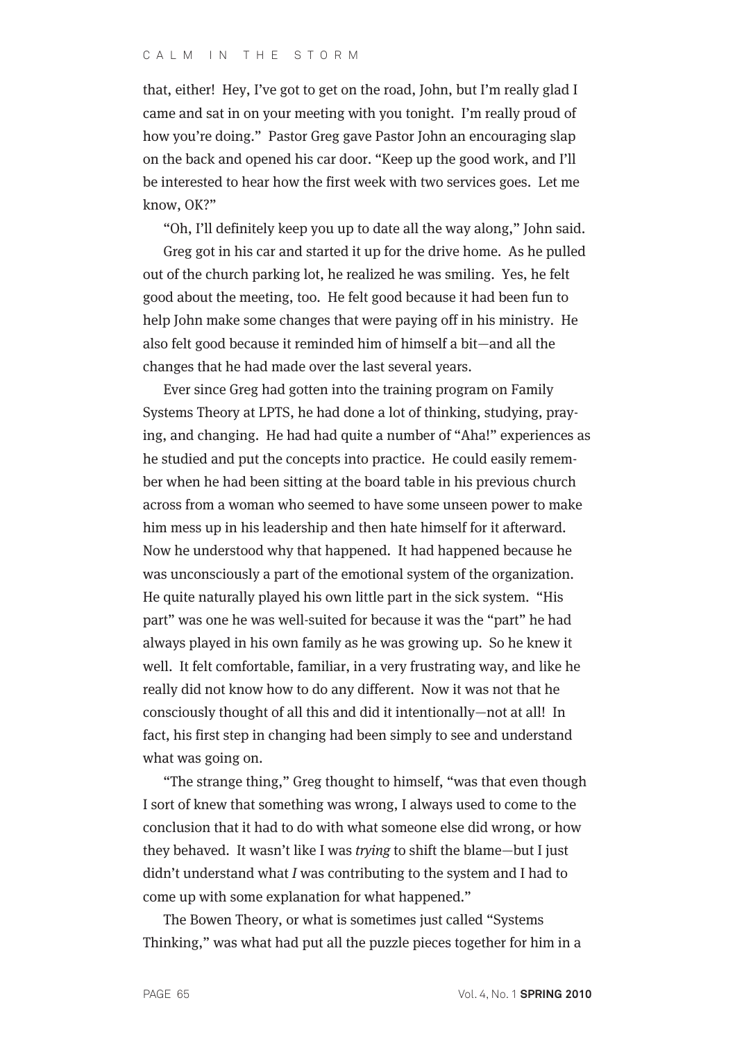that, either! Hey, I've got to get on the road, John, but I'm really glad I came and sat in on your meeting with you tonight. I'm really proud of how you're doing." Pastor Greg gave Pastor John an encouraging slap on the back and opened his car door. "Keep up the good work, and I'll be interested to hear how the first week with two services goes. Let me know, OK?"

"Oh, I'll definitely keep you up to date all the way along," John said.

Greg got in his car and started it up for the drive home. As he pulled out of the church parking lot, he realized he was smiling. Yes, he felt good about the meeting, too. He felt good because it had been fun to help John make some changes that were paying off in his ministry. He also felt good because it reminded him of himself a bit—and all the changes that he had made over the last several years.

Ever since Greg had gotten into the training program on Family Systems Theory at LPTS, he had done a lot of thinking, studying, praying, and changing. He had had quite a number of "Aha!" experiences as he studied and put the concepts into practice. He could easily remember when he had been sitting at the board table in his previous church across from a woman who seemed to have some unseen power to make him mess up in his leadership and then hate himself for it afterward. Now he understood why that happened. It had happened because he was unconsciously a part of the emotional system of the organization. He quite naturally played his own little part in the sick system. "His part" was one he was well-suited for because it was the "part" he had always played in his own family as he was growing up. So he knew it well. It felt comfortable, familiar, in a very frustrating way, and like he really did not know how to do any different. Now it was not that he consciously thought of all this and did it intentionally—not at all! In fact, his first step in changing had been simply to see and understand what was going on.

"The strange thing," Greg thought to himself, "was that even though I sort of knew that something was wrong, I always used to come to the conclusion that it had to do with what someone else did wrong, or how they behaved. It wasn't like I was *trying* to shift the blame—but I just didn't understand what *I* was contributing to the system and I had to come up with some explanation for what happened."

The Bowen Theory, or what is sometimes just called "Systems Thinking," was what had put all the puzzle pieces together for him in a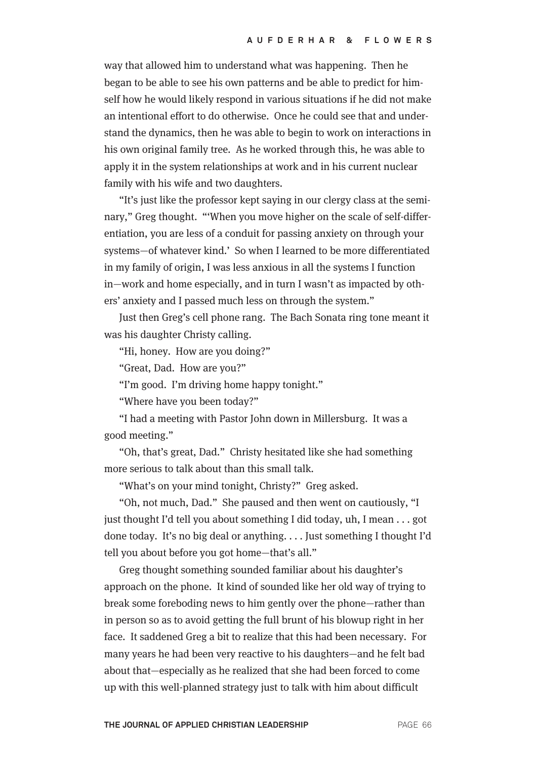way that allowed him to understand what was happening. Then he began to be able to see his own patterns and be able to predict for himself how he would likely respond in various situations if he did not make an intentional effort to do otherwise. Once he could see that and understand the dynamics, then he was able to begin to work on interactions in his own original family tree. As he worked through this, he was able to apply it in the system relationships at work and in his current nuclear family with his wife and two daughters.

"It's just like the professor kept saying in our clergy class at the seminary," Greg thought. "'When you move higher on the scale of self-differentiation, you are less of a conduit for passing anxiety on through your systems—of whatever kind.' So when I learned to be more differentiated in my family of origin, I was less anxious in all the systems I function in—work and home especially, and in turn I wasn't as impacted by others' anxiety and I passed much less on through the system."

Just then Greg's cell phone rang. The Bach Sonata ring tone meant it was his daughter Christy calling.

"Hi, honey. How are you doing?"

"Great, Dad. How are you?"

"I'm good. I'm driving home happy tonight."

"Where have you been today?"

"I had a meeting with Pastor John down in Millersburg. It was a good meeting."

"Oh, that's great, Dad." Christy hesitated like she had something more serious to talk about than this small talk.

"What's on your mind tonight, Christy?" Greg asked.

"Oh, not much, Dad." She paused and then went on cautiously, "I just thought I'd tell you about something I did today, uh, I mean . . . got done today. It's no big deal or anything. . . . Just something I thought I'd tell you about before you got home—that's all."

Greg thought something sounded familiar about his daughter's approach on the phone. It kind of sounded like her old way of trying to break some foreboding news to him gently over the phone—rather than in person so as to avoid getting the full brunt of his blowup right in her face. It saddened Greg a bit to realize that this had been necessary. For many years he had been very reactive to his daughters—and he felt bad about that—especially as he realized that she had been forced to come up with this well-planned strategy just to talk with him about difficult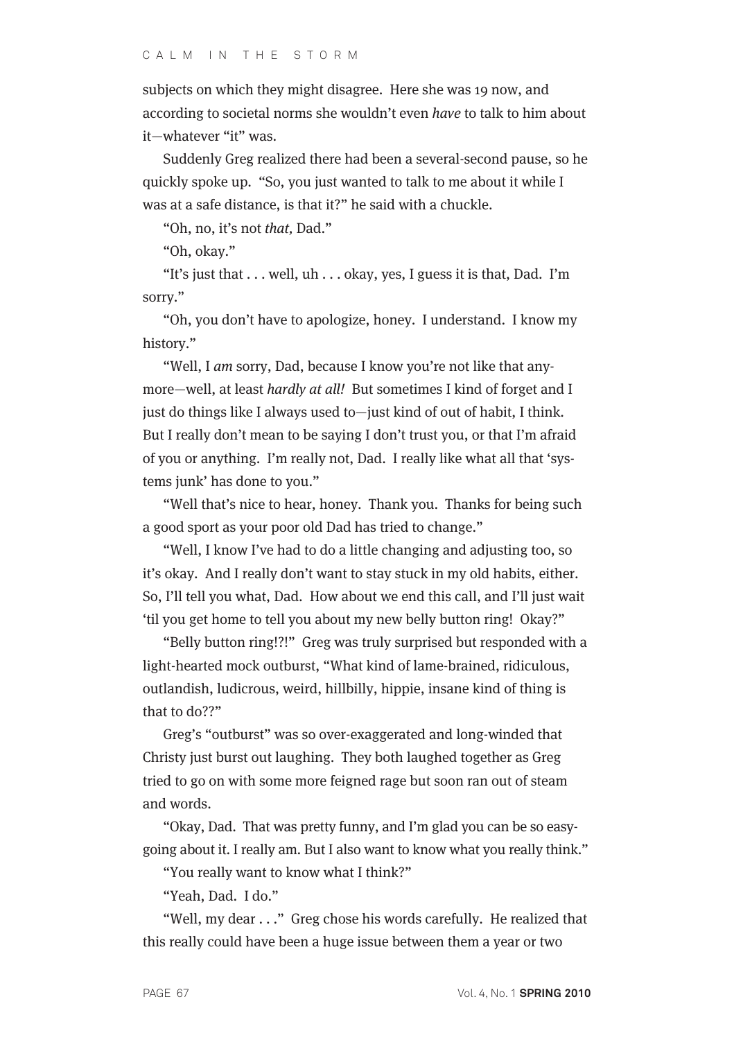subjects on which they might disagree. Here she was 19 now, and according to societal norms she wouldn't even *have* to talk to him about it—whatever "it" was.

Suddenly Greg realized there had been a several-second pause, so he quickly spoke up. "So, you just wanted to talk to me about it while I was at a safe distance, is that it?" he said with a chuckle.

"Oh, no, it's not *that,* Dad."

"Oh, okay."

"It's just that . . . well, uh . . . okay, yes, I guess it is that, Dad. I'm sorry."

"Oh, you don't have to apologize, honey. I understand. I know my history."

"Well, I *am* sorry, Dad, because I know you're not like that anymore—well, at least *hardly at all!* But sometimes I kind of forget and I just do things like I always used to—just kind of out of habit, I think. But I really don't mean to be saying I don't trust you, or that I'm afraid of you or anything. I'm really not, Dad. I really like what all that 'systems junk' has done to you."

"Well that's nice to hear, honey. Thank you. Thanks for being such a good sport as your poor old Dad has tried to change."

"Well, I know I've had to do a little changing and adjusting too, so it's okay. And I really don't want to stay stuck in my old habits, either. So, I'll tell you what, Dad. How about we end this call, and I'll just wait 'til you get home to tell you about my new belly button ring! Okay?"

"Belly button ring!?!" Greg was truly surprised but responded with a light-hearted mock outburst, "What kind of lame-brained, ridiculous, outlandish, ludicrous, weird, hillbilly, hippie, insane kind of thing is that to do??"

Greg's "outburst" was so over-exaggerated and long-winded that Christy just burst out laughing. They both laughed together as Greg tried to go on with some more feigned rage but soon ran out of steam and words.

"Okay, Dad. That was pretty funny, and I'm glad you can be so easy-going about it. I really am. But I also want to know what you really think."

"You really want to know what I think?"

"Yeah, Dad. I do."

"Well, my dear . . ." Greg chose his words carefully. He realized that this really could have been a huge issue between them a year or two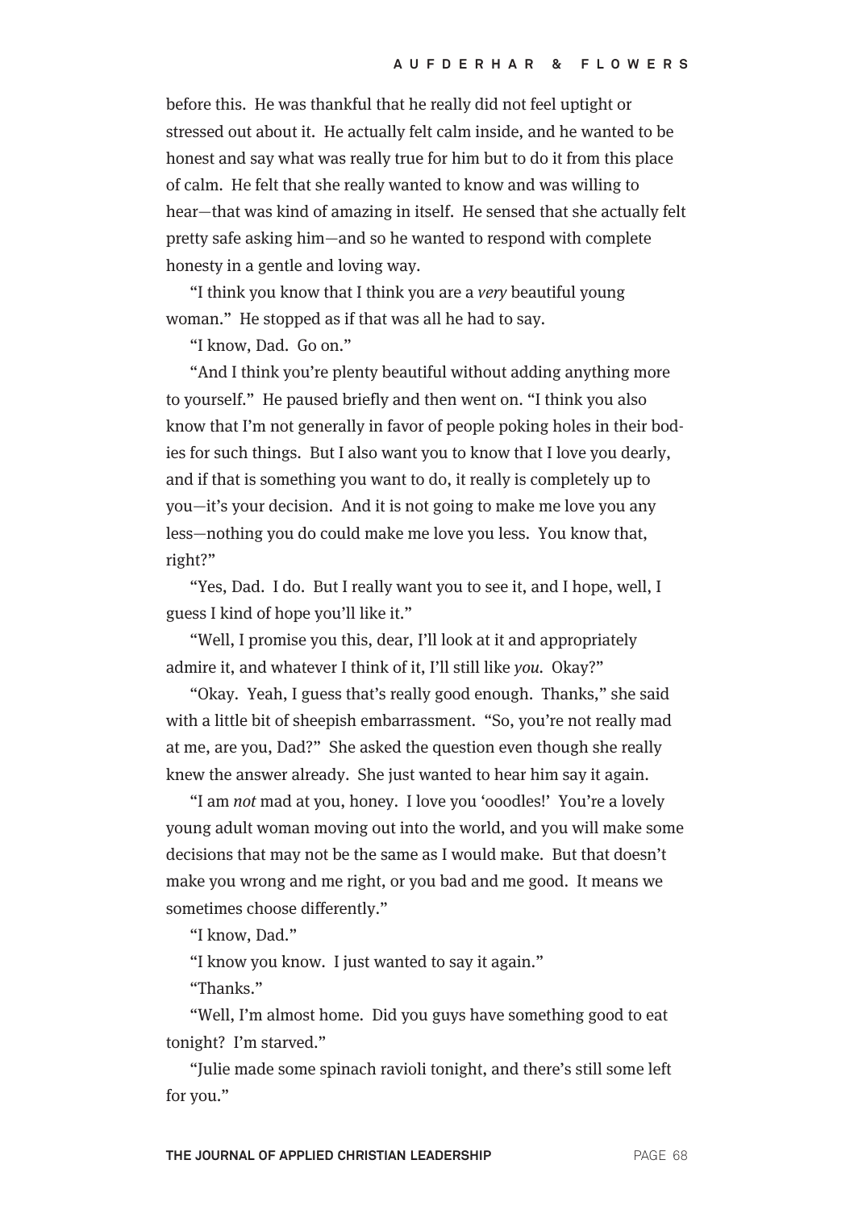before this. He was thankful that he really did not feel uptight or stressed out about it. He actually felt calm inside, and he wanted to be honest and say what was really true for him but to do it from this place of calm. He felt that she really wanted to know and was willing to hear—that was kind of amazing in itself. He sensed that she actually felt pretty safe asking him—and so he wanted to respond with complete honesty in a gentle and loving way.

"I think you know that I think you are a *very* beautiful young woman." He stopped as if that was all he had to say.

"I know, Dad. Go on."

"And I think you're plenty beautiful without adding anything more to yourself." He paused briefly and then went on. "I think you also know that I'm not generally in favor of people poking holes in their bodies for such things. But I also want you to know that I love you dearly, and if that is something you want to do, it really is completely up to you—it's your decision. And it is not going to make me love you any less—nothing you do could make me love you less. You know that, right?"

"Yes, Dad. I do. But I really want you to see it, and I hope, well, I guess I kind of hope you'll like it."

"Well, I promise you this, dear, I'll look at it and appropriately admire it, and whatever I think of it, I'll still like *you*. Okay?"

"Okay. Yeah, I guess that's really good enough. Thanks," she said with a little bit of sheepish embarrassment. "So, you're not really mad at me, are you, Dad?" She asked the question even though she really knew the answer already. She just wanted to hear him say it again.

"I am *not* mad at you, honey. I love you 'ooodles!' You're a lovely young adult woman moving out into the world, and you will make some decisions that may not be the same as I would make. But that doesn't make you wrong and me right, or you bad and me good. It means we sometimes choose differently."

"I know, Dad."

"I know you know. I just wanted to say it again."

"Thanks."

"Well, I'm almost home. Did you guys have something good to eat tonight? I'm starved."

"Julie made some spinach ravioli tonight, and there's still some left for you."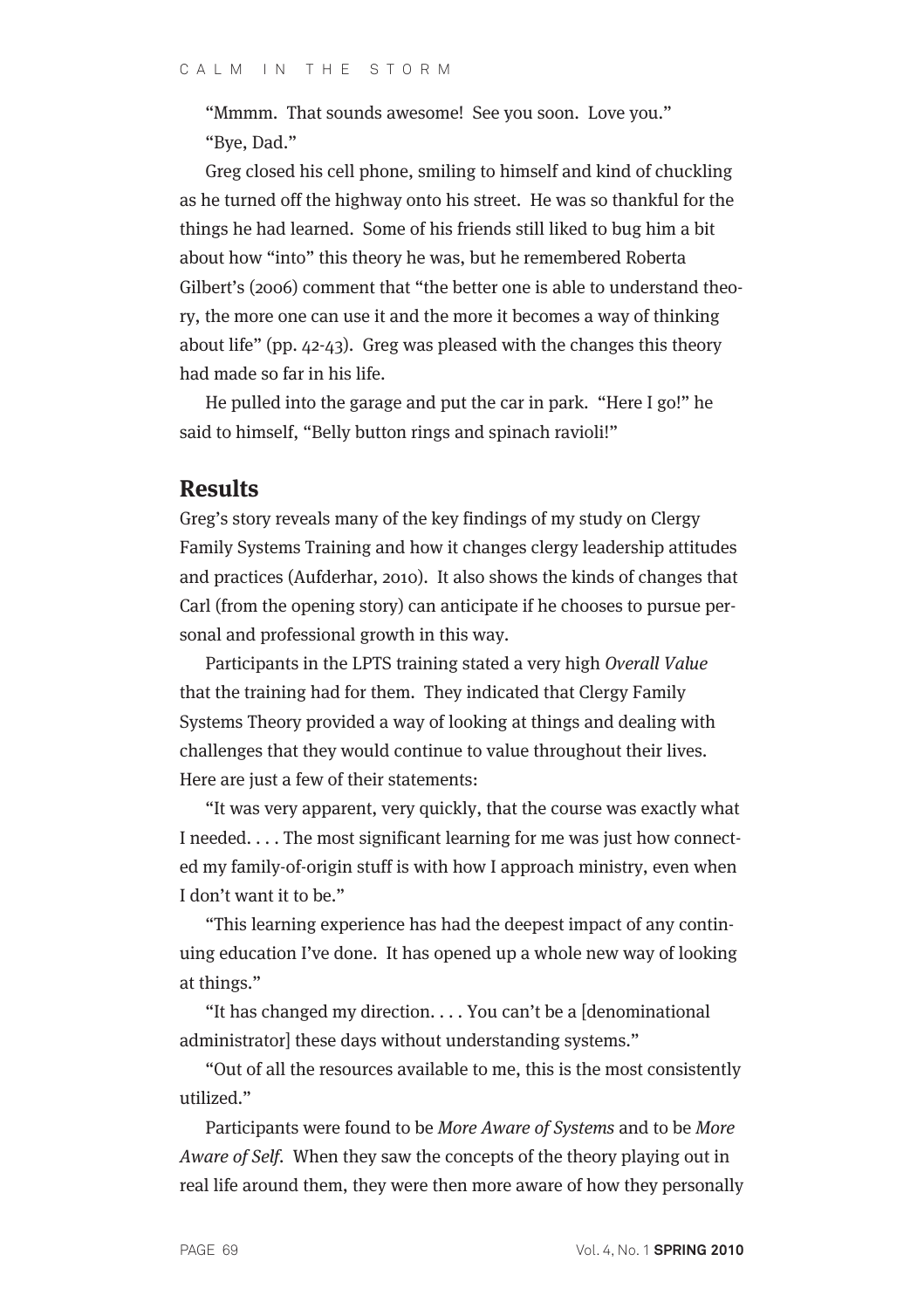"Mmmm. That sounds awesome! See you soon. Love you."

"Bye, Dad."

Greg closed his cell phone, smiling to himself and kind of chuckling as he turned off the highway onto his street. He was so thankful for the things he had learned. Some of his friends still liked to bug him a bit about how "into" this theory he was, but he remembered Roberta Gilbert's (2006) comment that "the better one is able to understand theory, the more one can use it and the more it becomes a way of thinking about life" (pp. 42-43). Greg was pleased with the changes this theory had made so far in his life.

He pulled into the garage and put the car in park. "Here I go!" he said to himself, "Belly button rings and spinach ravioli!"

## Results

Greg's story reveals many of the key findings of my study on Clergy Family Systems Training and how it changes clergy leadership attitudes and practices (Aufderhar, 2010). It also shows the kinds of changes that Carl (from the opening story) can anticipate if he chooses to pursue personal and professional growth in this way.

Participants in the LPTS training stated a very high *Overall Value* that the training had for them. They indicated that Clergy Family Systems Theory provided a way of looking at things and dealing with challenges that they would continue to value throughout their lives. Here are just a few of their statements:

"It was very apparent, very quickly, that the course was exactly what I needed. . . . The most significant learning for me was just how connected my family-of-origin stuff is with how I approach ministry, even when I don't want it to be."

"This learning experience has had the deepest impact of any continuing education I've done. It has opened up a whole new way of looking at things."

"It has changed my direction. . . . You can't be a [denominational administrator] these days without understanding systems."

"Out of all the resources available to me, this is the most consistently utilized."

Participants were found to be *More Aware of Systems* and to be *More Aware of Self*. When they saw the concepts of the theory playing out in real life around them, they were then more aware of how they personally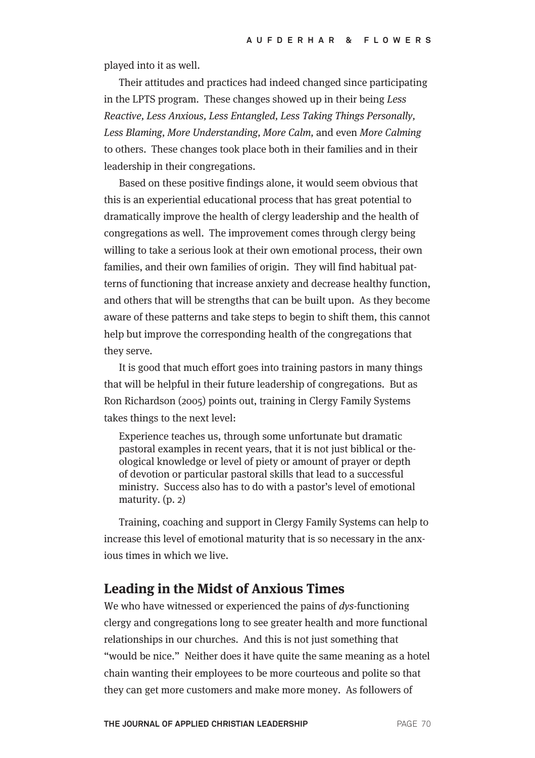played into it as well.

Their attitudes and practices had indeed changed since participating in the LPTS program. These changes showed up in their being *Less Reactive, Less Anxious, Less Entangled, Less Taking Things Personally, Less Blaming, More Understanding, More Calm,* and even *More Calming* to others. These changes took place both in their families and in their leadership in their congregations.

Based on these positive findings alone, it would seem obvious that this is an experiential educational process that has great potential to dramatically improve the health of clergy leadership and the health of congregations as well. The improvement comes through clergy being willing to take a serious look at their own emotional process, their own families, and their own families of origin. They will find habitual patterns of functioning that increase anxiety and decrease healthy function, and others that will be strengths that can be built upon. As they become aware of these patterns and take steps to begin to shift them, this cannot help but improve the corresponding health of the congregations that they serve.

It is good that much effort goes into training pastors in many things that will be helpful in their future leadership of congregations. But as Ron Richardson (2005) points out, training in Clergy Family Systems takes things to the next level:

> Experience teaches us, through some unfortunate but dramatic pastoral examples in recent years, that it is not just biblical or theological knowledge or level of piety or amount of prayer or depth of devotion or particular pastoral skills that lead to a successful ministry. Success also has to do with a pastor's level of emotional maturity. (p. 2)

Training, coaching and support in Clergy Family Systems can help to increase this level of emotional maturity that is so necessary in the anxious times in which we live.

## Leading in the Midst of Anxious Times

We who have witnessed or experienced the pains of *dys*-functioning clergy and congregations long to see greater health and more functional relationships in our churches. And this is not just something that "would be nice." Neither does it have quite the same meaning as a hotel chain wanting their employees to be more courteous and polite so that they can get more customers and make more money. As followers of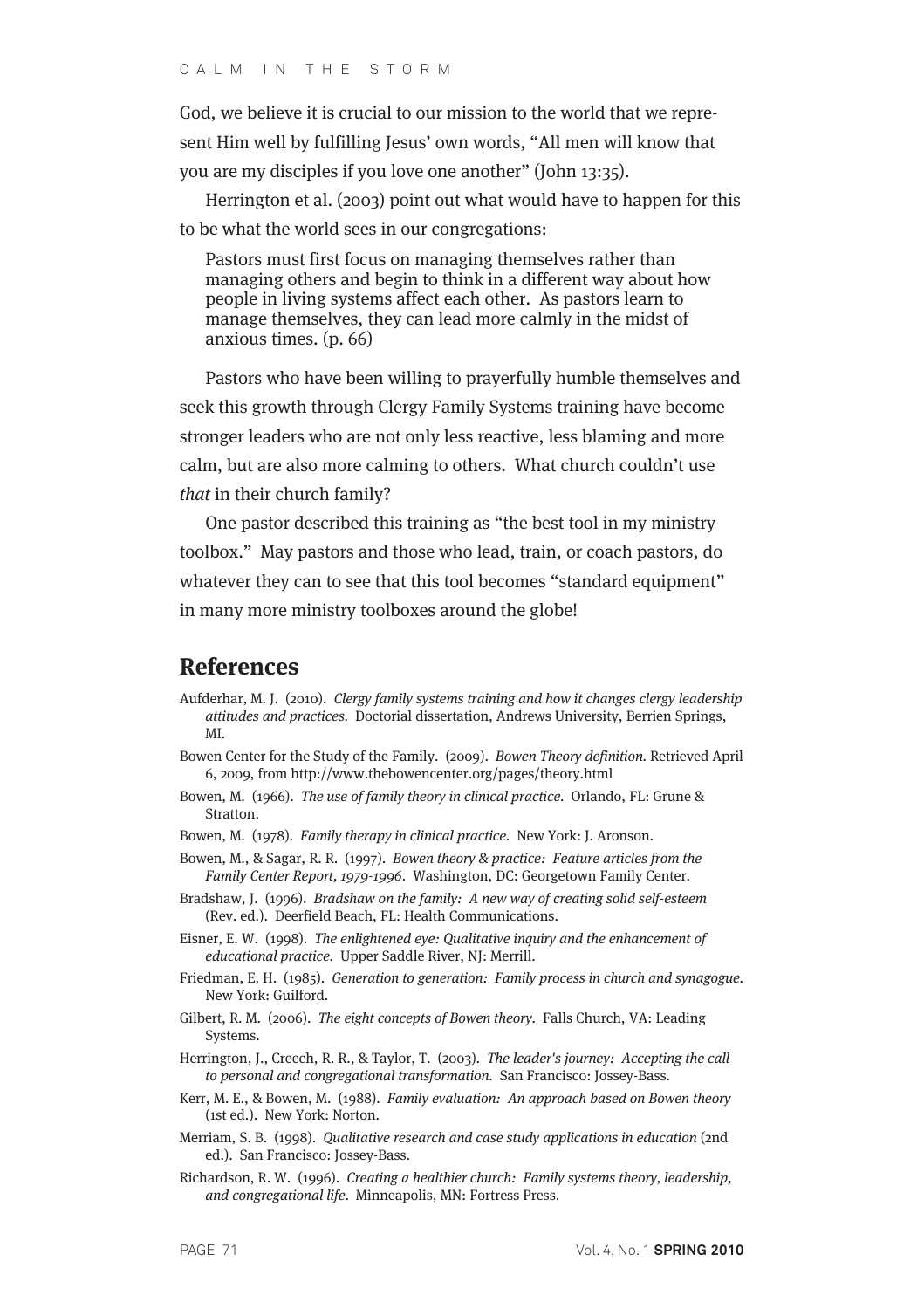God, we believe it is crucial to our mission to the world that we represent Him well by fulfilling Jesus' own words, "All men will know that you are my disciples if you love one another" (John 13:35).

Herrington et al. (2003) point out what would have to happen for this to be what the world sees in our congregations:

> Pastors must first focus on managing themselves rather than managing others and begin to think in a different way about how people in living systems affect each other. As pastors learn to manage themselves, they can lead more calmly in the midst of anxious times. (p. 66)

Pastors who have been willing to prayerfully humble themselves and seek this growth through Clergy Family Systems training have become stronger leaders who are not only less reactive, less blaming and more calm, but are also more calming to others. What church couldn't use *that* in their church family?

One pastor described this training as "the best tool in my ministry toolbox." May pastors and those who lead, train, or coach pastors, do whatever they can to see that this tool becomes "standard equipment" in many more ministry toolboxes around the globe!

## References

Aufderhar, M. J. (2010). *Clergy family systems training and how it changes clergy leadership attitudes and practices.* Doctorial dissertation, Andrews University, Berrien Springs, MI.

Bowen Center for the Study of the Family. (2009). *Bowen Theory definition.* Retrieved April 6, 2009, from http://www.thebowencenter.org/pages/theory.html

Bowen, M. (1966). *The use of family theory in clinical practice.* Orlando, FL: Grune & Stratton.

Bowen, M. (1978). *Family therapy in clinical practice.* New York: J. Aronson.

Bowen, M., & Sagar, R. R. (1997). *Bowen theory & practice: Feature articles from the Family Center Report, 1979-1996.* Washington, DC: Georgetown Family Center.

Bradshaw, J. (1996). *Bradshaw on the family: A new way of creating solid self-esteem* (Rev. ed.). Deerfield Beach, FL: Health Communications.

Eisner, E. W. (1998). *The enlightened eye: Qualitative inquiry and the enhancement of educational practice.* Upper Saddle River, NJ: Merrill.

Friedman, E. H. (1985). *Generation to generation: Family process in church and synagogue.* New York: Guilford.

Gilbert, R. M. (2006). *The eight concepts of Bowen theory.* Falls Church, VA: Leading Systems.

Herrington, J., Creech, R. R., & Taylor, T. (2003). *The leader's journey: Accepting the call to personal and congregational transformation.* San Francisco: Jossey-Bass.

Kerr, M. E., & Bowen, M. (1988). *Family evaluation: An approach based on Bowen theory* (1st ed.). New York: Norton.

Merriam, S. B. (1998). *Qualitative research and case study applications in education* (2nd ed.). San Francisco: Jossey-Bass.

Richardson, R. W. (1996). *Creating a healthier church: Family systems theory, leadership, and congregational life.* Minneapolis, MN: Fortress Press.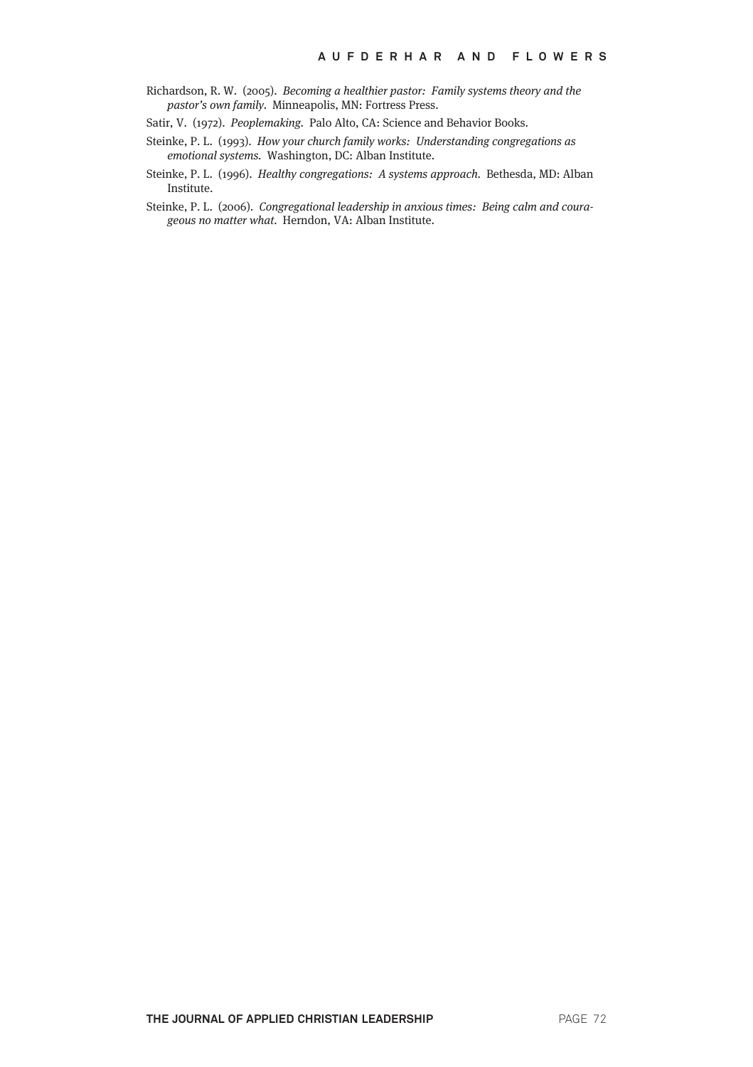Richardson, R. W. (2005). *Becoming a healthier pastor: Family systems theory and the pastor's own family*. Minneapolis, MN: Fortress Press.

Satir, V. (1972). *Peoplemaking*. Palo Alto, CA: Science and Behavior Books.

Steinke, P. L. (1993). *How your church family works: Understanding congregations as emotional systems.* Washington, DC: Alban Institute.

Steinke, P. L. (1996). *Healthy congregations: A systems approach.* Bethesda, MD: Alban Institute.

Steinke, P. L. (2006). *Congregational leadership in anxious times: Being calm and courageous no matter what*. Herndon, VA: Alban Institute.